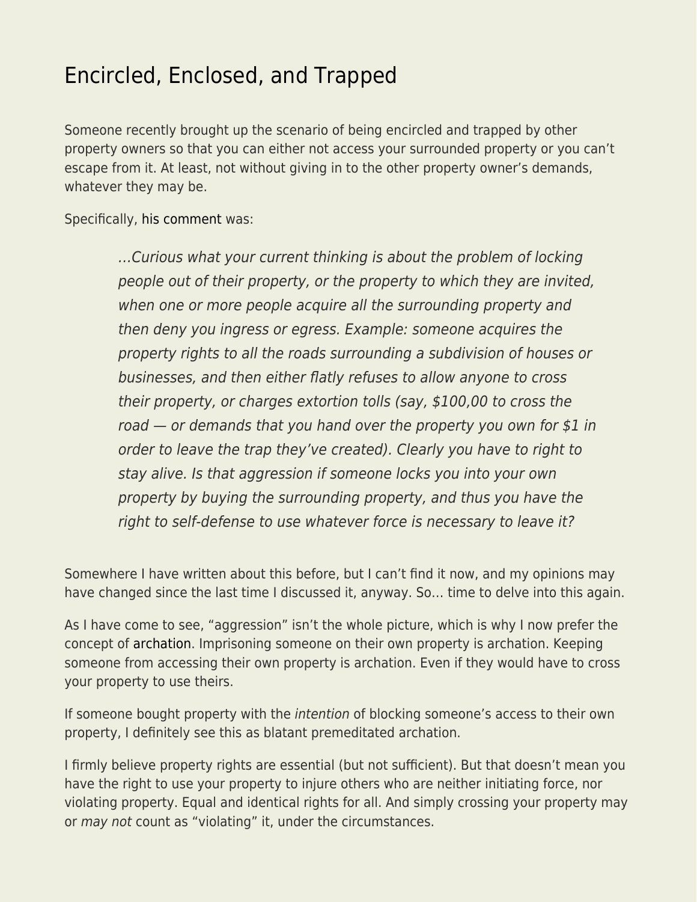# Encircled, Enclosed, and Trapped

Someone recently brought up the scenario of being encircled and trapped by other property owners so that you can either not access your surrounded property or you can't escape from it. At least, not without giving in to the other property owner's demands, whatever they may be.

Specifically, his comment was:

> *…Curious what your current thinking is about the problem of locking people out of their property, or the property to which they are invited, when one or more people acquire all the surrounding property and then deny you ingress or egress. Example: someone acquires the property rights to all the roads surrounding a subdivision of houses or businesses, and then either flatly refuses to allow anyone to cross their property, or charges extortion tolls (say, $100,00 to cross the road — or demands that you hand over the property you own for $1 in order to leave the trap they've created). Clearly you have to right to stay alive. Is that aggression if someone locks you into your own property by buying the surrounding property, and thus you have the right to self-defense to use whatever force is necessary to leave it?*

Somewhere I have written about this before, but I can't find it now, and my opinions may have changed since the last time I discussed it, anyway. So… time to delve into this again.

As I have come to see, "aggression" isn't the whole picture, which is why I now prefer the concept of archation. Imprisoning someone on their own property is archation. Keeping someone from accessing their own property is archation. Even if they would have to cross your property to use theirs.

If someone bought property with the *intention* of blocking someone's access to their own property, I definitely see this as blatant premeditated archation.

I firmly believe property rights are essential (but not sufficient). But that doesn't mean you have the right to use your property to injure others who are neither initiating force, nor violating property. Equal and identical rights for all. And simply crossing your property may or *may not* count as "violating" it, under the circumstances.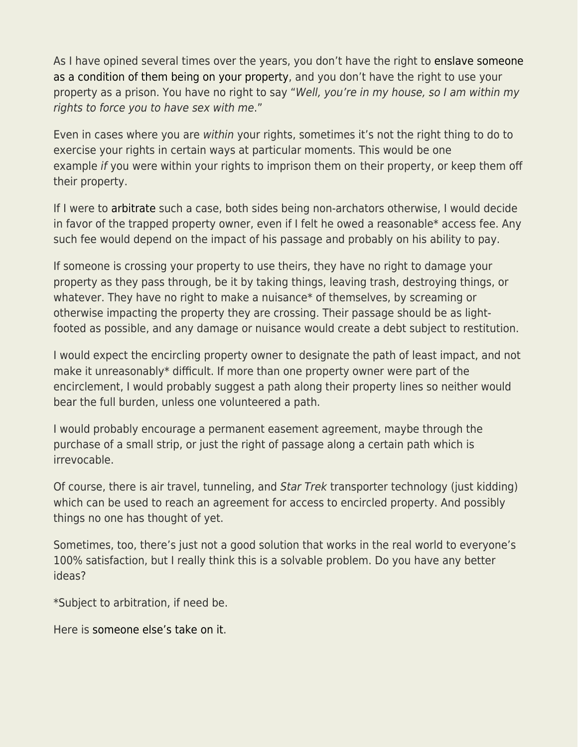As I have opined several times over the years, you don't have the right to enslave someone as a condition of them being on your property, and you don't have the right to use your property as a prison. You have no right to say "*Well, you're in my house, so I am within my rights to force you to have sex with me*."

Even in cases where you are *within* your rights, sometimes it's not the right thing to do to exercise your rights in certain ways at particular moments. This would be one example *if* you were within your rights to imprison them on their property, or keep them off their property.

If I were to arbitrate such a case, both sides being non-archators otherwise, I would decide in favor of the trapped property owner, even if I felt he owed a reasonable* access fee. Any such fee would depend on the impact of his passage and probably on his ability to pay.

If someone is crossing your property to use theirs, they have no right to damage your property as they pass through, be it by taking things, leaving trash, destroying things, or whatever. They have no right to make a nuisance* of themselves, by screaming or otherwise impacting the property they are crossing. Their passage should be as light-footed as possible, and any damage or nuisance would create a debt subject to restitution.

I would expect the encircling property owner to designate the path of least impact, and not make it unreasonably* difficult. If more than one property owner were part of the encirclement, I would probably suggest a path along their property lines so neither would bear the full burden, unless one volunteered a path.

I would probably encourage a permanent easement agreement, maybe through the purchase of a small strip, or just the right of passage along a certain path which is irrevocable.

Of course, there is air travel, tunneling, and *Star Trek* transporter technology (just kidding) which can be used to reach an agreement for access to encircled property. And possibly things no one has thought of yet.

Sometimes, too, there's just not a good solution that works in the real world to everyone's 100% satisfaction, but I really think this is a solvable problem. Do you have any better ideas?

*Subject to arbitration, if need be.

Here is someone else's take on it.